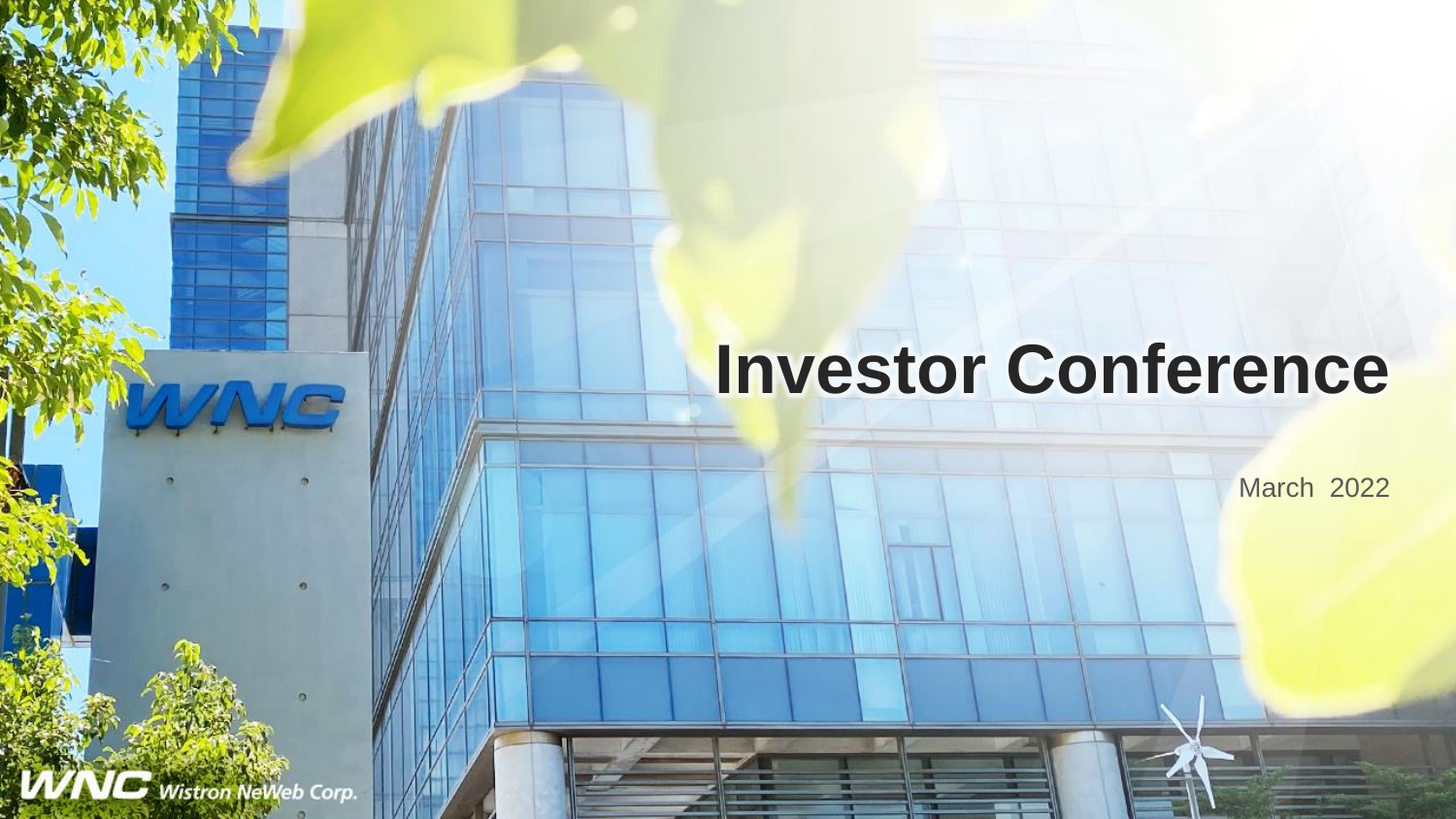# Investor Conference

March 2022

WNC Wistron NeWeb Corp.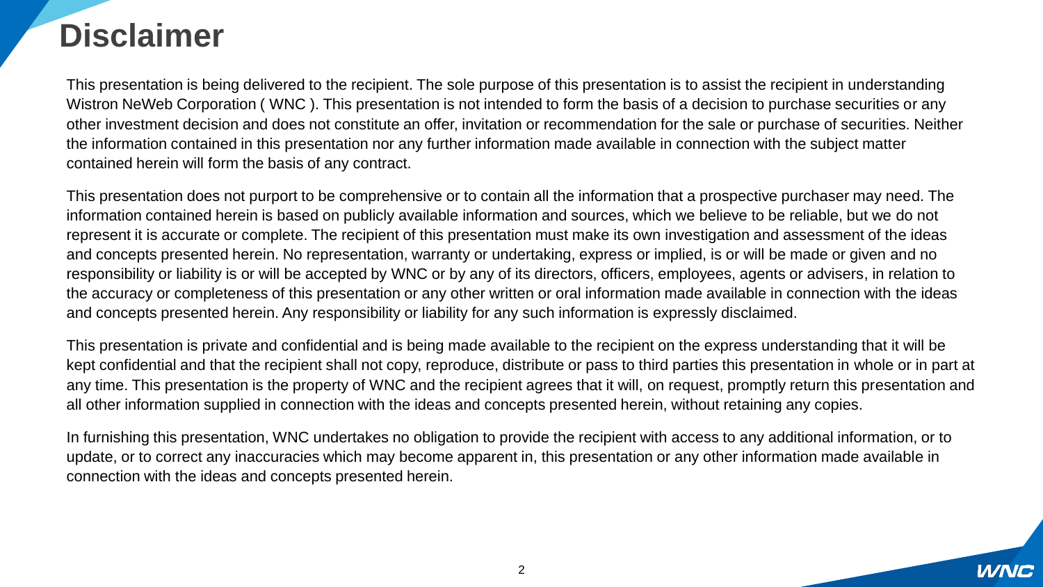# Disclaimer

This presentation is being delivered to the recipient. The sole purpose of this presentation is to assist the recipient in understanding Wistron NeWeb Corporation ( WNC ). This presentation is not intended to form the basis of a decision to purchase securities or any other investment decision and does not constitute an offer, invitation or recommendation for the sale or purchase of securities. Neither the information contained in this presentation nor any further information made available in connection with the subject matter contained herein will form the basis of any contract.

This presentation does not purport to be comprehensive or to contain all the information that a prospective purchaser may need. The information contained herein is based on publicly available information and sources, which we believe to be reliable, but we do not represent it is accurate or complete. The recipient of this presentation must make its own investigation and assessment of the ideas and concepts presented herein. No representation, warranty or undertaking, express or implied, is or will be made or given and no responsibility or liability is or will be accepted by WNC or by any of its directors, officers, employees, agents or advisers, in relation to the accuracy or completeness of this presentation or any other written or oral information made available in connection with the ideas and concepts presented herein. Any responsibility or liability for any such information is expressly disclaimed.

This presentation is private and confidential and is being made available to the recipient on the express understanding that it will be kept confidential and that the recipient shall not copy, reproduce, distribute or pass to third parties this presentation in whole or in part at any time. This presentation is the property of WNC and the recipient agrees that it will, on request, promptly return this presentation and all other information supplied in connection with the ideas and concepts presented herein, without retaining any copies.

In furnishing this presentation, WNC undertakes no obligation to provide the recipient with access to any additional information, or to update, or to correct any inaccuracies which may become apparent in, this presentation or any other information made available in connection with the ideas and concepts presented herein.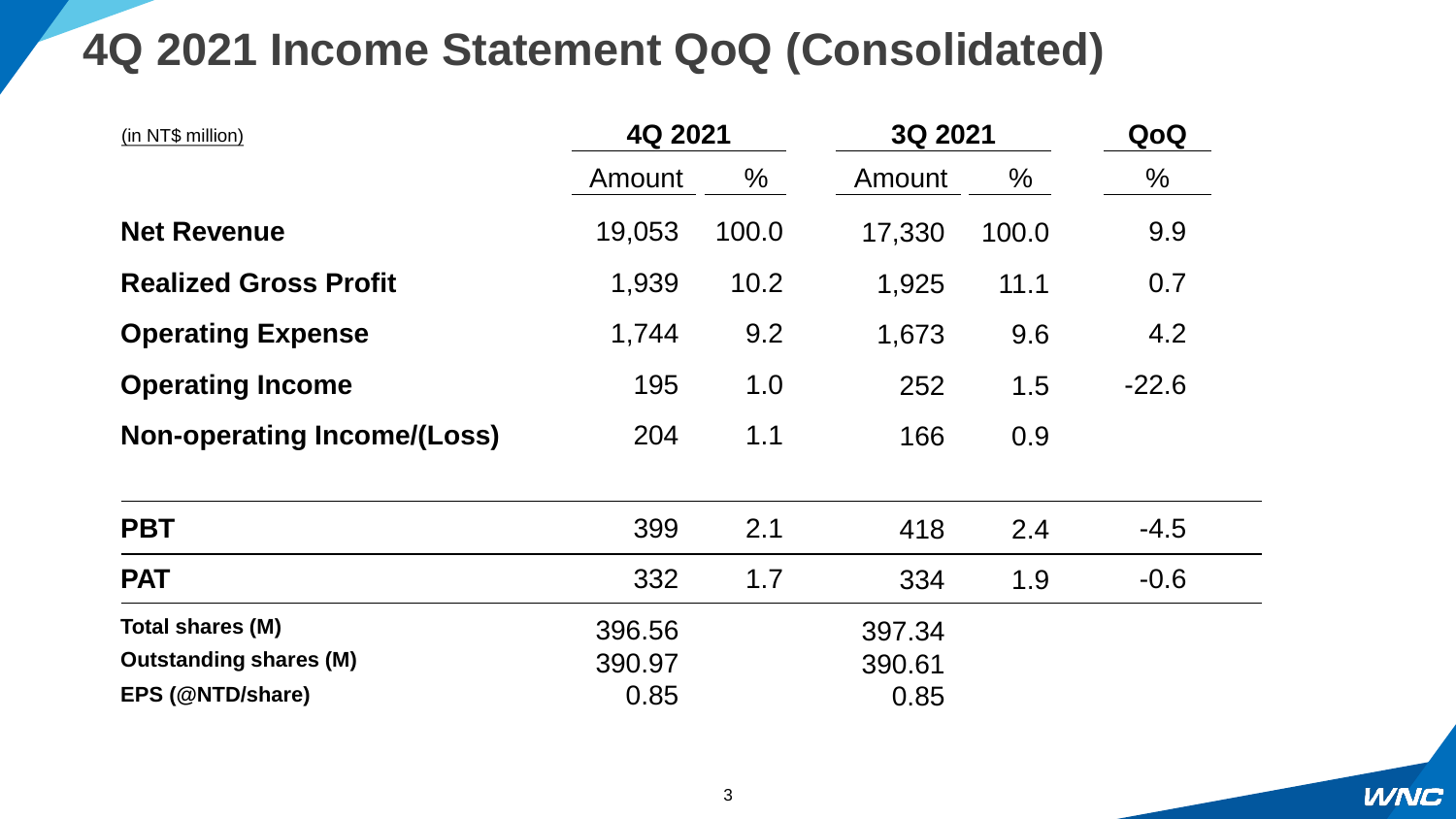# 4Q 2021 Income Statement QoQ (Consolidated)

| (in NT$ million) | 4Q 2021 | | 3Q 2021 | | QoQ |
|---|---|---|---|---|---|
| | Amount | % | Amount | % | % |
| **Net Revenue** | 19,053 | 100.0 | 17,330 | 100.0 | 9.9 |
| **Realized Gross Profit** | 1,939 | 10.2 | 1,925 | 11.1 | 0.7 |
| **Operating Expense** | 1,744 | 9.2 | 1,673 | 9.6 | 4.2 |
| **Operating Income** | 195 | 1.0 | 252 | 1.5 | -22.6 |
| **Non-operating Income/(Loss)** | 204 | 1.1 | 166 | 0.9 | |
| **PBT** | 399 | 2.1 | 418 | 2.4 | -4.5 |
| **PAT** | 332 | 1.7 | 334 | 1.9 | -0.6 |
| **Total shares (M)** | 396.56 | | 397.34 | | |
| **Outstanding shares (M)** | 390.97 | | 390.61 | | |
| **EPS (@NTD/share)** | 0.85 | | 0.85 | | |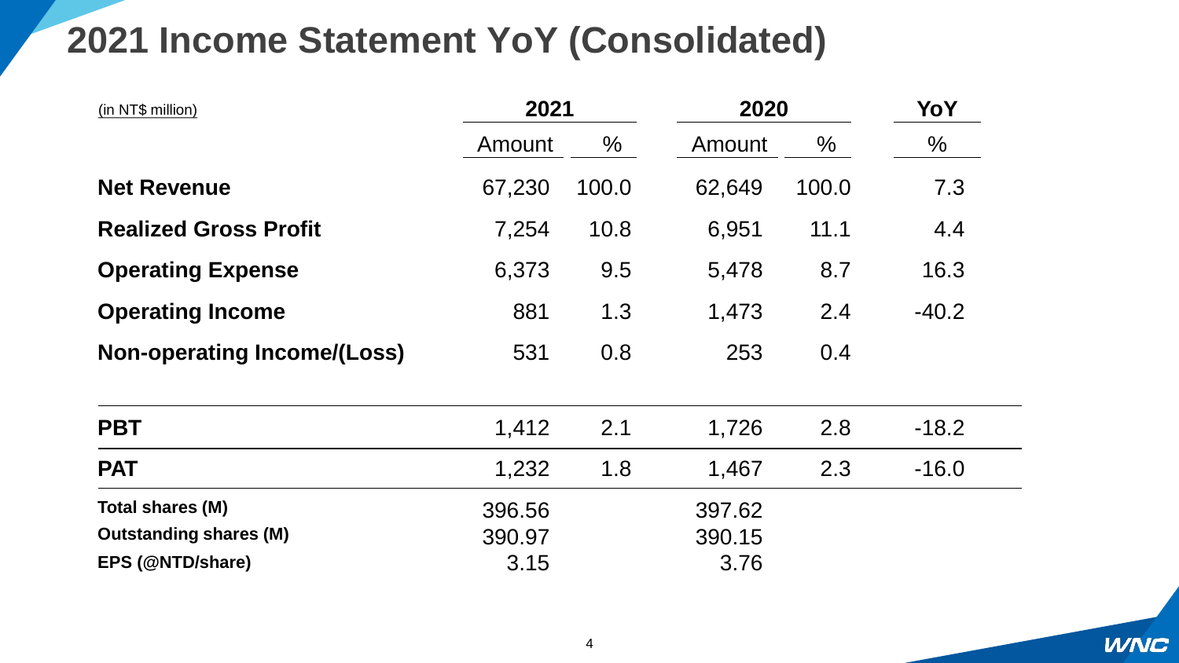# 2021 Income Statement YoY (Consolidated)

| (in NT$ million) | 2021 | | 2020 | | YoY |
|---|---|---|---|---|---|
| | Amount | % | Amount | % | % |
| **Net Revenue** | 67,230 | 100.0 | 62,649 | 100.0 | 7.3 |
| **Realized Gross Profit** | 7,254 | 10.8 | 6,951 | 11.1 | 4.4 |
| **Operating Expense** | 6,373 | 9.5 | 5,478 | 8.7 | 16.3 |
| **Operating Income** | 881 | 1.3 | 1,473 | 2.4 | -40.2 |
| **Non-operating Income/(Loss)** | 531 | 0.8 | 253 | 0.4 | |
| **PBT** | 1,412 | 2.1 | 1,726 | 2.8 | -18.2 |
| **PAT** | 1,232 | 1.8 | 1,467 | 2.3 | -16.0 |
| **Total shares (M)** | 396.56 | | 397.62 | | |
| **Outstanding shares (M)** | 390.97 | | 390.15 | | |
| **EPS (@NTD/share)** | 3.15 | | 3.76 | | |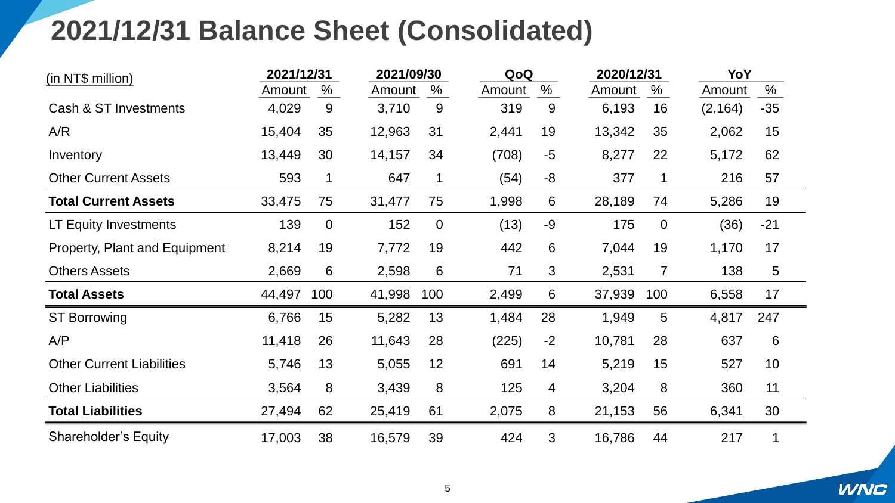# 2021/12/31 Balance Sheet (Consolidated)

| (in NT$ million) | 2021/12/31 | | 2021/09/30 | | QoQ | | 2020/12/31 | | YoY | |
|---|---|---|---|---|---|---|---|---|---|---|
| | Amount | % | Amount | % | Amount | % | Amount | % | Amount | % |
| Cash & ST Investments | 4,029 | 9 | 3,710 | 9 | 319 | 9 | 6,193 | 16 | (2,164) | -35 |
| A/R | 15,404 | 35 | 12,963 | 31 | 2,441 | 19 | 13,342 | 35 | 2,062 | 15 |
| Inventory | 13,449 | 30 | 14,157 | 34 | (708) | -5 | 8,277 | 22 | 5,172 | 62 |
| Other Current Assets | 593 | 1 | 647 | 1 | (54) | -8 | 377 | 1 | 216 | 57 |
| **Total Current Assets** | 33,475 | 75 | 31,477 | 75 | 1,998 | 6 | 28,189 | 74 | 5,286 | 19 |
| LT Equity Investments | 139 | 0 | 152 | 0 | (13) | -9 | 175 | 0 | (36) | -21 |
| Property, Plant and Equipment | 8,214 | 19 | 7,772 | 19 | 442 | 6 | 7,044 | 19 | 1,170 | 17 |
| Others Assets | 2,669 | 6 | 2,598 | 6 | 71 | 3 | 2,531 | 7 | 138 | 5 |
| **Total Assets** | 44,497 | 100 | 41,998 | 100 | 2,499 | 6 | 37,939 | 100 | 6,558 | 17 |
| ST Borrowing | 6,766 | 15 | 5,282 | 13 | 1,484 | 28 | 1,949 | 5 | 4,817 | 247 |
| A/P | 11,418 | 26 | 11,643 | 28 | (225) | -2 | 10,781 | 28 | 637 | 6 |
| Other Current Liabilities | 5,746 | 13 | 5,055 | 12 | 691 | 14 | 5,219 | 15 | 527 | 10 |
| Other Liabilities | 3,564 | 8 | 3,439 | 8 | 125 | 4 | 3,204 | 8 | 360 | 11 |
| **Total Liabilities** | 27,494 | 62 | 25,419 | 61 | 2,075 | 8 | 21,153 | 56 | 6,341 | 30 |
| Shareholder's Equity | 17,003 | 38 | 16,579 | 39 | 424 | 3 | 16,786 | 44 | 217 | 1 |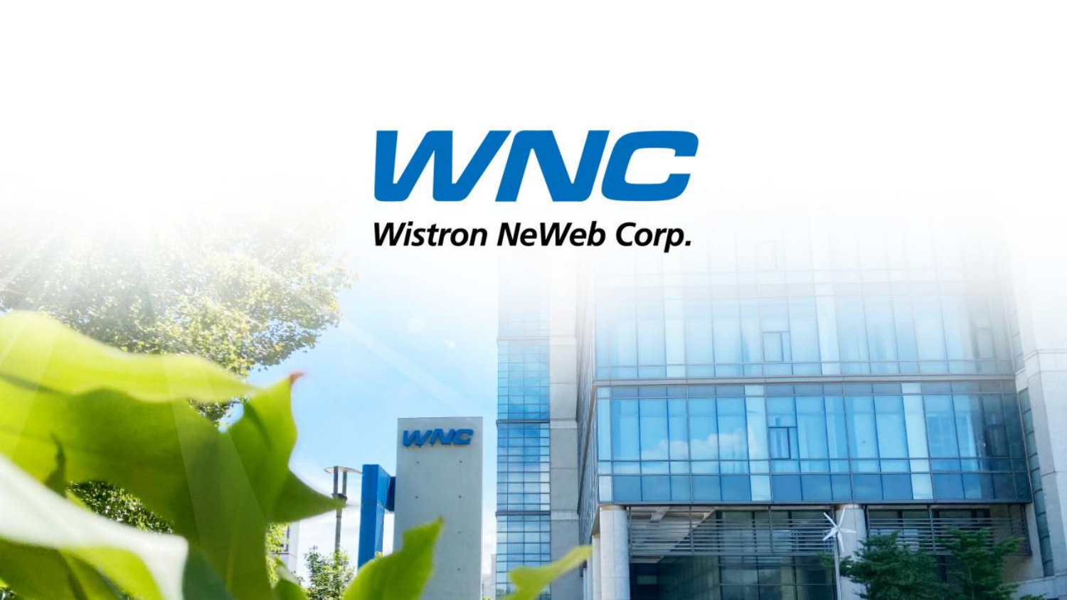WNC

Wistron NeWeb Corp.